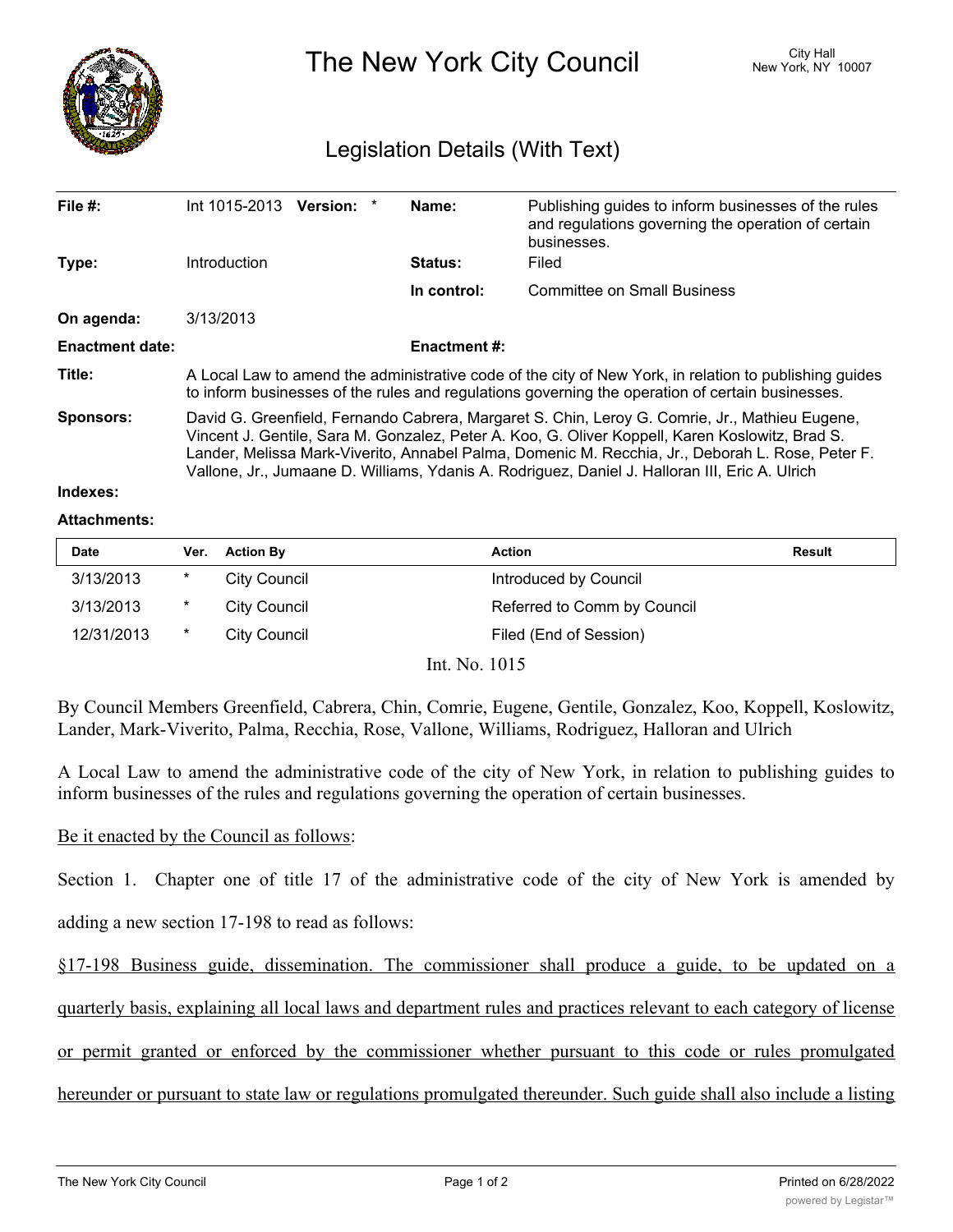# The New York City Council

City Hall
New York, NY 10007

## Legislation Details (With Text)

| | | | |
|---|---|---|---|
| **File #:** | Int 1015-2013 **Version:** * | **Name:** | Publishing guides to inform businesses of the rules and regulations governing the operation of certain businesses. |
| **Type:** | Introduction | **Status:** | Filed |
| | | **In control:** | Committee on Small Business |
| **On agenda:** | 3/13/2013 | | |
| **Enactment date:** | | **Enactment #:** | |

**Title:** A Local Law to amend the administrative code of the city of New York, in relation to publishing guides to inform businesses of the rules and regulations governing the operation of certain businesses.

**Sponsors:** David G. Greenfield, Fernando Cabrera, Margaret S. Chin, Leroy G. Comrie, Jr., Mathieu Eugene, Vincent J. Gentile, Sara M. Gonzalez, Peter A. Koo, G. Oliver Koppell, Karen Koslowitz, Brad S. Lander, Melissa Mark-Viverito, Annabel Palma, Domenic M. Recchia, Jr., Deborah L. Rose, Peter F. Vallone, Jr., Jumaane D. Williams, Ydanis A. Rodriguez, Daniel J. Halloran III, Eric A. Ulrich

**Indexes:**

**Attachments:**

| Date | Ver. | Action By | Action | Result |
|---|---|---|---|---|
| 3/13/2013 | * | City Council | Introduced by Council | |
| 3/13/2013 | * | City Council | Referred to Comm by Council | |
| 12/31/2013 | * | City Council | Filed (End of Session) | |

Int. No. 1015

By Council Members Greenfield, Cabrera, Chin, Comrie, Eugene, Gentile, Gonzalez, Koo, Koppell, Koslowitz, Lander, Mark-Viverito, Palma, Recchia, Rose, Vallone, Williams, Rodriguez, Halloran and Ulrich

A Local Law to amend the administrative code of the city of New York, in relation to publishing guides to inform businesses of the rules and regulations governing the operation of certain businesses.

Be it enacted by the Council as follows:

Section 1. Chapter one of title 17 of the administrative code of the city of New York is amended by adding a new section 17-198 to read as follows:

§17-198 Business guide, dissemination. The commissioner shall produce a guide, to be updated on a quarterly basis, explaining all local laws and department rules and practices relevant to each category of license or permit granted or enforced by the commissioner whether pursuant to this code or rules promulgated hereunder or pursuant to state law or regulations promulgated thereunder. Such guide shall also include a listing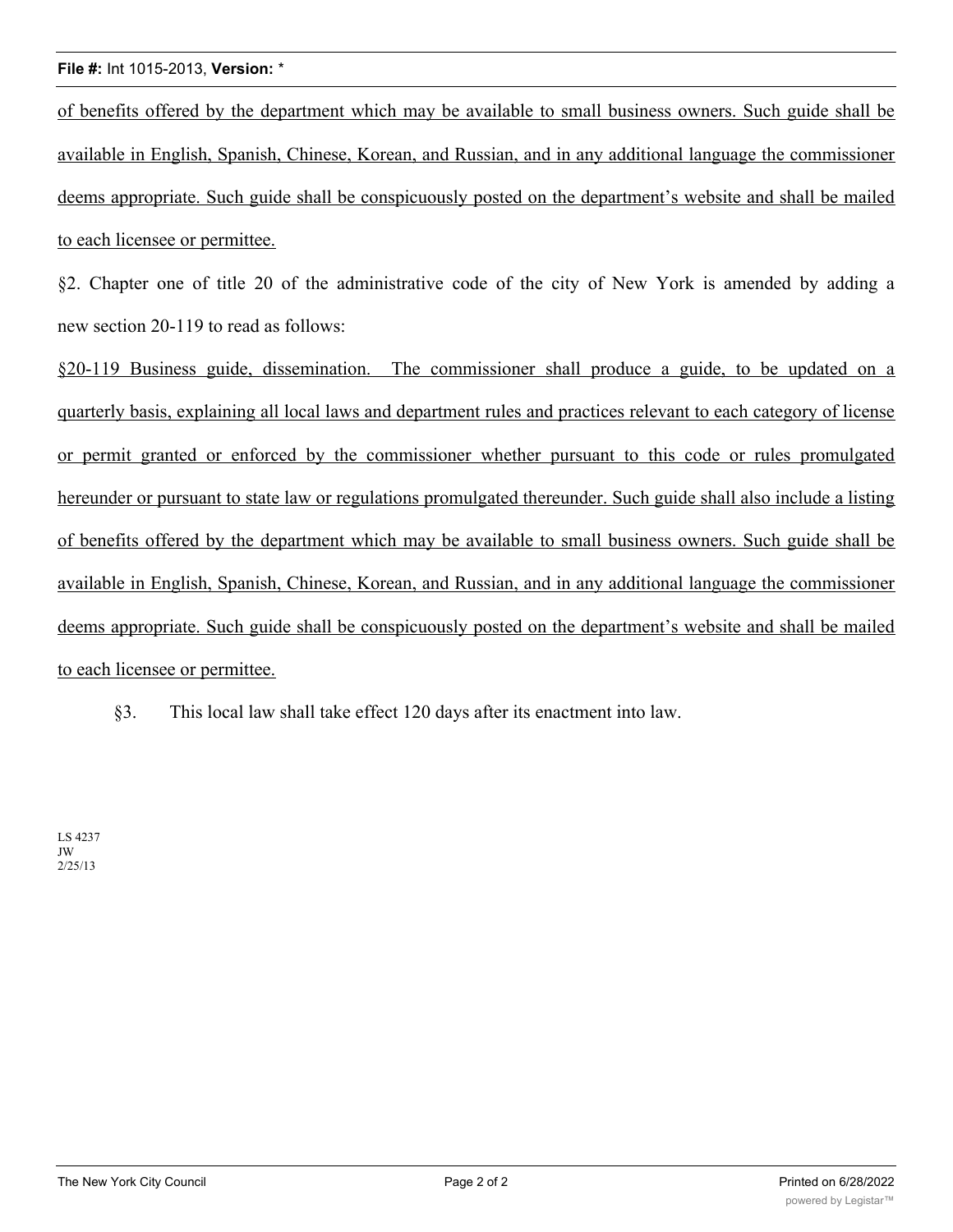of benefits offered by the department which may be available to small business owners. Such guide shall be available in English, Spanish, Chinese, Korean, and Russian, and in any additional language the commissioner deems appropriate. Such guide shall be conspicuously posted on the department's website and shall be mailed to each licensee or permittee.

§2. Chapter one of title 20 of the administrative code of the city of New York is amended by adding a new section 20-119 to read as follows:

§20-119 Business guide, dissemination. The commissioner shall produce a guide, to be updated on a quarterly basis, explaining all local laws and department rules and practices relevant to each category of license or permit granted or enforced by the commissioner whether pursuant to this code or rules promulgated hereunder or pursuant to state law or regulations promulgated thereunder. Such guide shall also include a listing of benefits offered by the department which may be available to small business owners. Such guide shall be available in English, Spanish, Chinese, Korean, and Russian, and in any additional language the commissioner deems appropriate. Such guide shall be conspicuously posted on the department's website and shall be mailed to each licensee or permittee.

§3. This local law shall take effect 120 days after its enactment into law.

LS 4237
JW
2/25/13